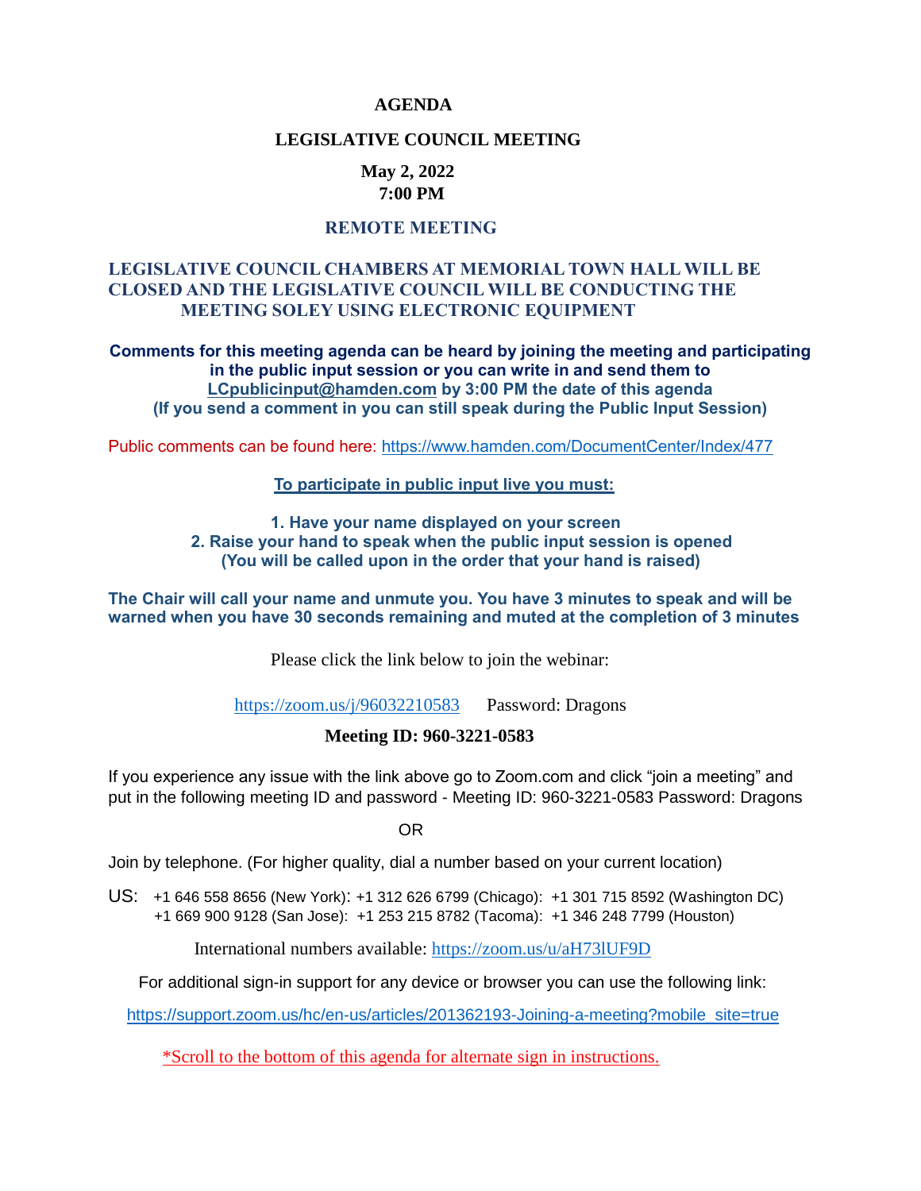# AGENDA

## LEGISLATIVE COUNCIL MEETING

**May 2, 2022**
**7:00 PM**

**REMOTE MEETING**

**LEGISLATIVE COUNCIL CHAMBERS AT MEMORIAL TOWN HALL WILL BE CLOSED AND THE LEGISLATIVE COUNCIL WILL BE CONDUCTING THE MEETING SOLEY USING ELECTRONIC EQUIPMENT**

**Comments for this meeting agenda can be heard by joining the meeting and participating in the public input session or you can write in and send them to LCpublicinput@hamden.com by 3:00 PM the date of this agenda (If you send a comment in you can still speak during the Public Input Session)**

Public comments can be found here: https://www.hamden.com/DocumentCenter/Index/477

**To participate in public input live you must:**

**1. Have your name displayed on your screen**
**2. Raise your hand to speak when the public input session is opened (You will be called upon in the order that your hand is raised)**

**The Chair will call your name and unmute you. You have 3 minutes to speak and will be warned when you have 30 seconds remaining and muted at the completion of 3 minutes**

Please click the link below to join the webinar:

https://zoom.us/j/96032210583 Password: Dragons

**Meeting ID: 960-3221-0583**

If you experience any issue with the link above go to Zoom.com and click "join a meeting" and put in the following meeting ID and password - Meeting ID: 960-3221-0583 Password: Dragons

OR

Join by telephone. (For higher quality, dial a number based on your current location)

US: +1 646 558 8656 (New York): +1 312 626 6799 (Chicago): +1 301 715 8592 (Washington DC)
+1 669 900 9128 (San Jose): +1 253 215 8782 (Tacoma): +1 346 248 7799 (Houston)

International numbers available: https://zoom.us/u/aH73lUF9D

For additional sign-in support for any device or browser you can use the following link:

https://support.zoom.us/hc/en-us/articles/201362193-Joining-a-meeting?mobile_site=true

*Scroll to the bottom of this agenda for alternate sign in instructions.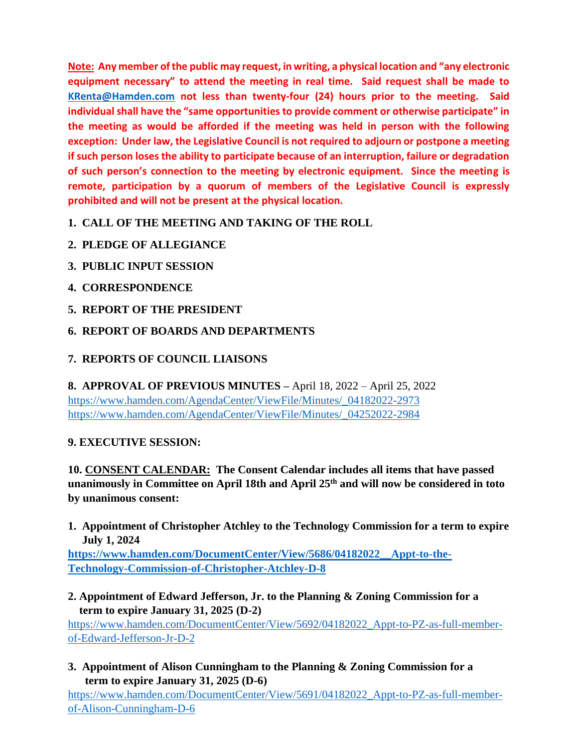**Note: Any member of the public may request, in writing, a physical location and "any electronic equipment necessary" to attend the meeting in real time. Said request shall be made to [KRenta@Hamden.com](mailto:KRenta@Hamden.com) not less than twenty-four (24) hours prior to the meeting. Said individual shall have the "same opportunities to provide comment or otherwise participate" in the meeting as would be afforded if the meeting was held in person with the following exception: Under law, the Legislative Council is not required to adjourn or postpone a meeting if such person loses the ability to participate because of an interruption, failure or degradation of such person's connection to the meeting by electronic equipment. Since the meeting is remote, participation by a quorum of members of the Legislative Council is expressly prohibited and will not be present at the physical location.**

1. **CALL OF THE MEETING AND TAKING OF THE ROLL**
2. **PLEDGE OF ALLEGIANCE**
3. **PUBLIC INPUT SESSION**
4. **CORRESPONDENCE**
5. **REPORT OF THE PRESIDENT**
6. **REPORT OF BOARDS AND DEPARTMENTS**
7. **REPORTS OF COUNCIL LIAISONS**
8. **APPROVAL OF PREVIOUS MINUTES –** April 18, 2022 – April 25, 2022
   https://www.hamden.com/AgendaCenter/ViewFile/Minutes/_04182022-2973
   https://www.hamden.com/AgendaCenter/ViewFile/Minutes/_04252022-2984

**9. EXECUTIVE SESSION:**

**10. CONSENT CALENDAR: The Consent Calendar includes all items that have passed unanimously in Committee on April 18th and April 25th and will now be considered in toto by unanimous consent:**

1. **Appointment of Christopher Atchley to the Technology Commission for a term to expire July 1, 2024**
   **https://www.hamden.com/DocumentCenter/View/5686/04182022__Appt-to-the-Technology-Commission-of-Christopher-Atchley-D-8**

2. **Appointment of Edward Jefferson, Jr. to the Planning & Zoning Commission for a term to expire January 31, 2025 (D-2)**
   https://www.hamden.com/DocumentCenter/View/5692/04182022_Appt-to-PZ-as-full-member-of-Edward-Jefferson-Jr-D-2

3. **Appointment of Alison Cunningham to the Planning & Zoning Commission for a term to expire January 31, 2025 (D-6)**
   https://www.hamden.com/DocumentCenter/View/5691/04182022_Appt-to-PZ-as-full-member-of-Alison-Cunningham-D-6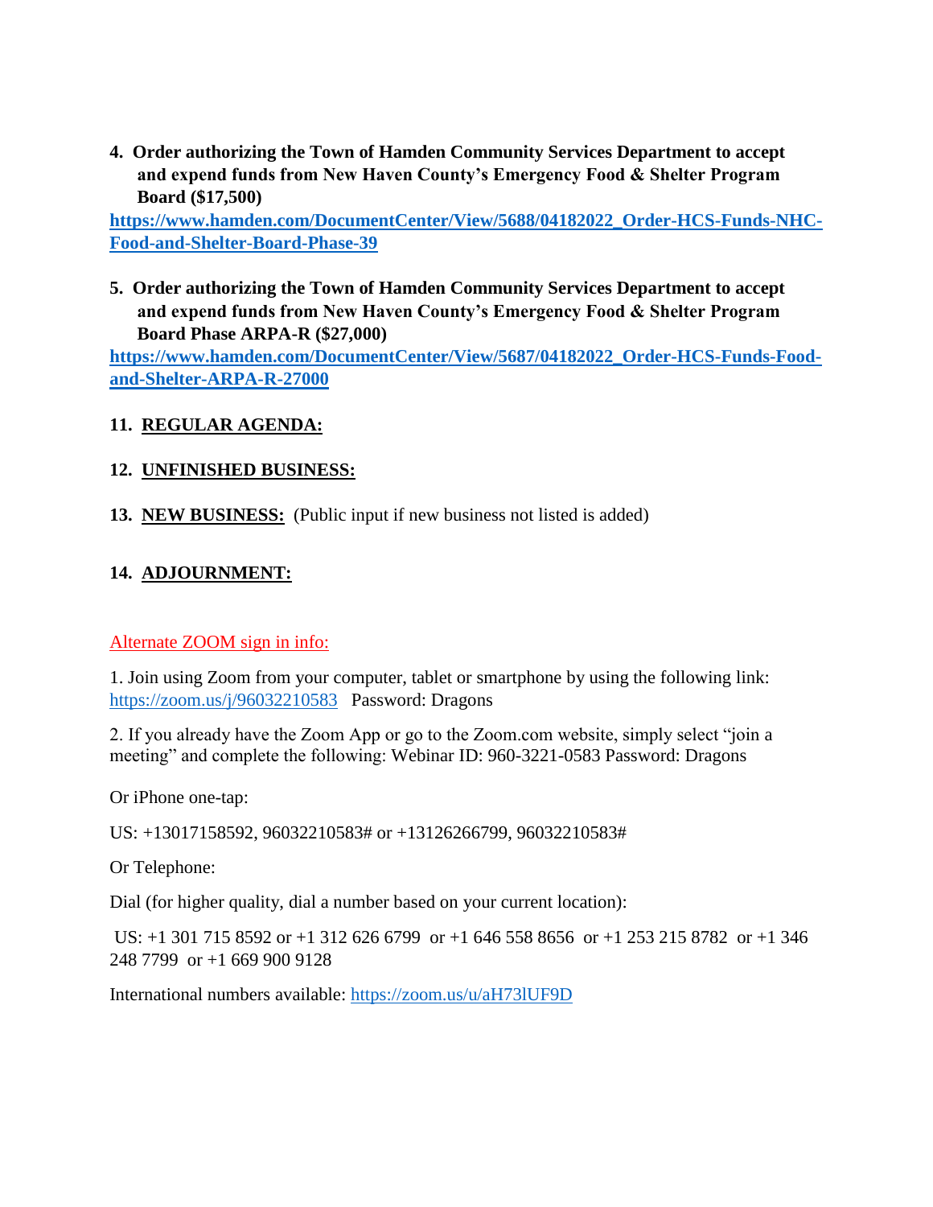4. **Order authorizing the Town of Hamden Community Services Department to accept and expend funds from New Haven County's Emergency Food & Shelter Program Board ($17,500)**
[**https://www.hamden.com/DocumentCenter/View/5688/04182022_Order-HCS-Funds-NHC-Food-and-Shelter-Board-Phase-39**](https://www.hamden.com/DocumentCenter/View/5688/04182022_Order-HCS-Funds-NHC-Food-and-Shelter-Board-Phase-39)

5. **Order authorizing the Town of Hamden Community Services Department to accept and expend funds from New Haven County's Emergency Food & Shelter Program Board Phase ARPA-R ($27,000)**
[**https://www.hamden.com/DocumentCenter/View/5687/04182022_Order-HCS-Funds-Food-and-Shelter-ARPA-R-27000**](https://www.hamden.com/DocumentCenter/View/5687/04182022_Order-HCS-Funds-Food-and-Shelter-ARPA-R-27000)

**11. REGULAR AGENDA:**

**12. UNFINISHED BUSINESS:**

**13. NEW BUSINESS:** (Public input if new business not listed is added)

**14. ADJOURNMENT:**

Alternate ZOOM sign in info:

1. Join using Zoom from your computer, tablet or smartphone by using the following link: https://zoom.us/j/96032210583 Password: Dragons

2. If you already have the Zoom App or go to the Zoom.com website, simply select "join a meeting" and complete the following: Webinar ID: 960-3221-0583 Password: Dragons

Or iPhone one-tap:

US: +13017158592, 96032210583# or +13126266799, 96032210583#

Or Telephone:

Dial (for higher quality, dial a number based on your current location):

US: +1 301 715 8592 or +1 312 626 6799 or +1 646 558 8656 or +1 253 215 8782 or +1 346 248 7799 or +1 669 900 9128

International numbers available: https://zoom.us/u/aH73lUF9D